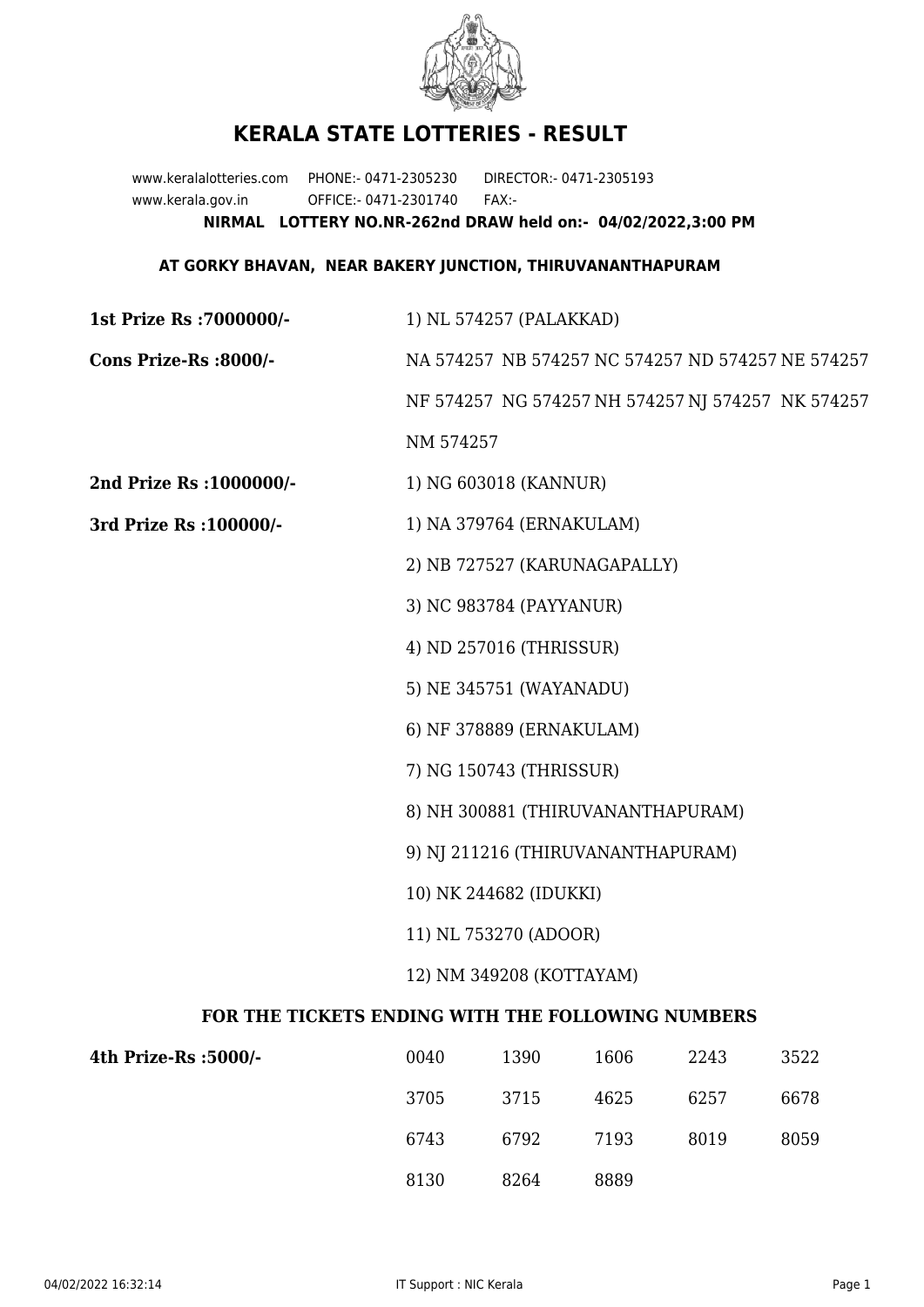# KERALA STATE LOTTERIES - RESULT

www.keralalotteries.com PHONE:- 0471-2305230 DIRECTOR:- 0471-2305193
www.kerala.gov.in OFFICE:- 0471-2301740 FAX:-

**NIRMAL LOTTERY NO.NR-262nd DRAW held on:- 04/02/2022,3:00 PM**

**AT GORKY BHAVAN, NEAR BAKERY JUNCTION, THIRUVANANTHAPURAM**

**1st Prize Rs :7000000/-** 1) NL 574257 (PALAKKAD)

**Cons Prize-Rs :8000/-** NA 574257 NB 574257 NC 574257 ND 574257 NE 574257 NF 574257 NG 574257 NH 574257 NJ 574257 NK 574257 NM 574257

**2nd Prize Rs :1000000/-** 1) NG 603018 (KANNUR)

**3rd Prize Rs :100000/-**

1) NA 379764 (ERNAKULAM)
2) NB 727527 (KARUNAGAPALLY)
3) NC 983784 (PAYYANUR)
4) ND 257016 (THRISSUR)
5) NE 345751 (WAYANADU)
6) NF 378889 (ERNAKULAM)
7) NG 150743 (THRISSUR)
8) NH 300881 (THIRUVANANTHAPURAM)
9) NJ 211216 (THIRUVANANTHAPURAM)
10) NK 244682 (IDUKKI)
11) NL 753270 (ADOOR)
12) NM 349208 (KOTTAYAM)

**FOR THE TICKETS ENDING WITH THE FOLLOWING NUMBERS**

**4th Prize-Rs :5000/-**

| | | | | |
|---|---|---|---|---|
| 0040 | 1390 | 1606 | 2243 | 3522 |
| 3705 | 3715 | 4625 | 6257 | 6678 |
| 6743 | 6792 | 7193 | 8019 | 8059 |
| 8130 | 8264 | 8889 | | |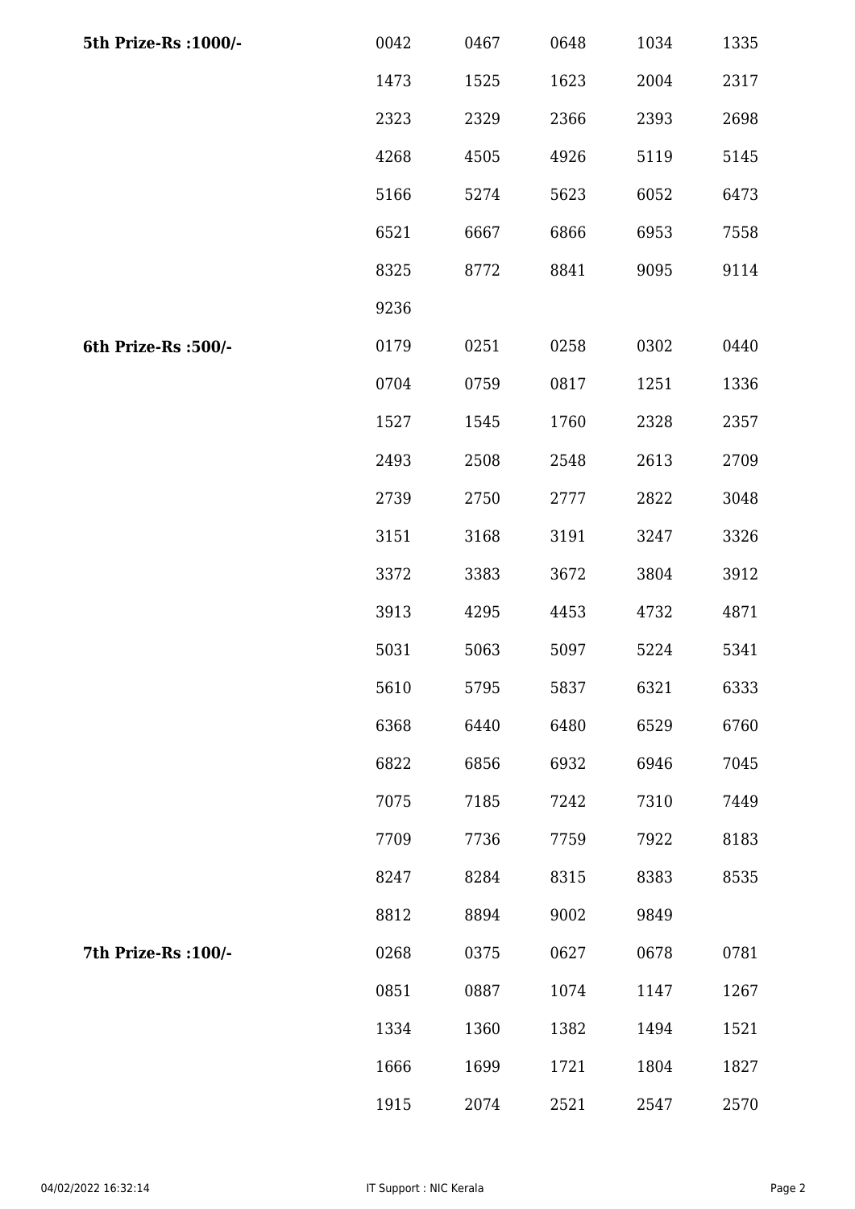| | | | | | |
|---|---|---|---|---|---|
| **5th Prize-Rs :1000/-** | 0042 | 0467 | 0648 | 1034 | 1335 |
| | 1473 | 1525 | 1623 | 2004 | 2317 |
| | 2323 | 2329 | 2366 | 2393 | 2698 |
| | 4268 | 4505 | 4926 | 5119 | 5145 |
| | 5166 | 5274 | 5623 | 6052 | 6473 |
| | 6521 | 6667 | 6866 | 6953 | 7558 |
| | 8325 | 8772 | 8841 | 9095 | 9114 |
| | 9236 | | | | |
| **6th Prize-Rs :500/-** | 0179 | 0251 | 0258 | 0302 | 0440 |
| | 0704 | 0759 | 0817 | 1251 | 1336 |
| | 1527 | 1545 | 1760 | 2328 | 2357 |
| | 2493 | 2508 | 2548 | 2613 | 2709 |
| | 2739 | 2750 | 2777 | 2822 | 3048 |
| | 3151 | 3168 | 3191 | 3247 | 3326 |
| | 3372 | 3383 | 3672 | 3804 | 3912 |
| | 3913 | 4295 | 4453 | 4732 | 4871 |
| | 5031 | 5063 | 5097 | 5224 | 5341 |
| | 5610 | 5795 | 5837 | 6321 | 6333 |
| | 6368 | 6440 | 6480 | 6529 | 6760 |
| | 6822 | 6856 | 6932 | 6946 | 7045 |
| | 7075 | 7185 | 7242 | 7310 | 7449 |
| | 7709 | 7736 | 7759 | 7922 | 8183 |
| | 8247 | 8284 | 8315 | 8383 | 8535 |
| | 8812 | 8894 | 9002 | 9849 | |
| **7th Prize-Rs :100/-** | 0268 | 0375 | 0627 | 0678 | 0781 |
| | 0851 | 0887 | 1074 | 1147 | 1267 |
| | 1334 | 1360 | 1382 | 1494 | 1521 |
| | 1666 | 1699 | 1721 | 1804 | 1827 |
| | 1915 | 2074 | 2521 | 2547 | 2570 |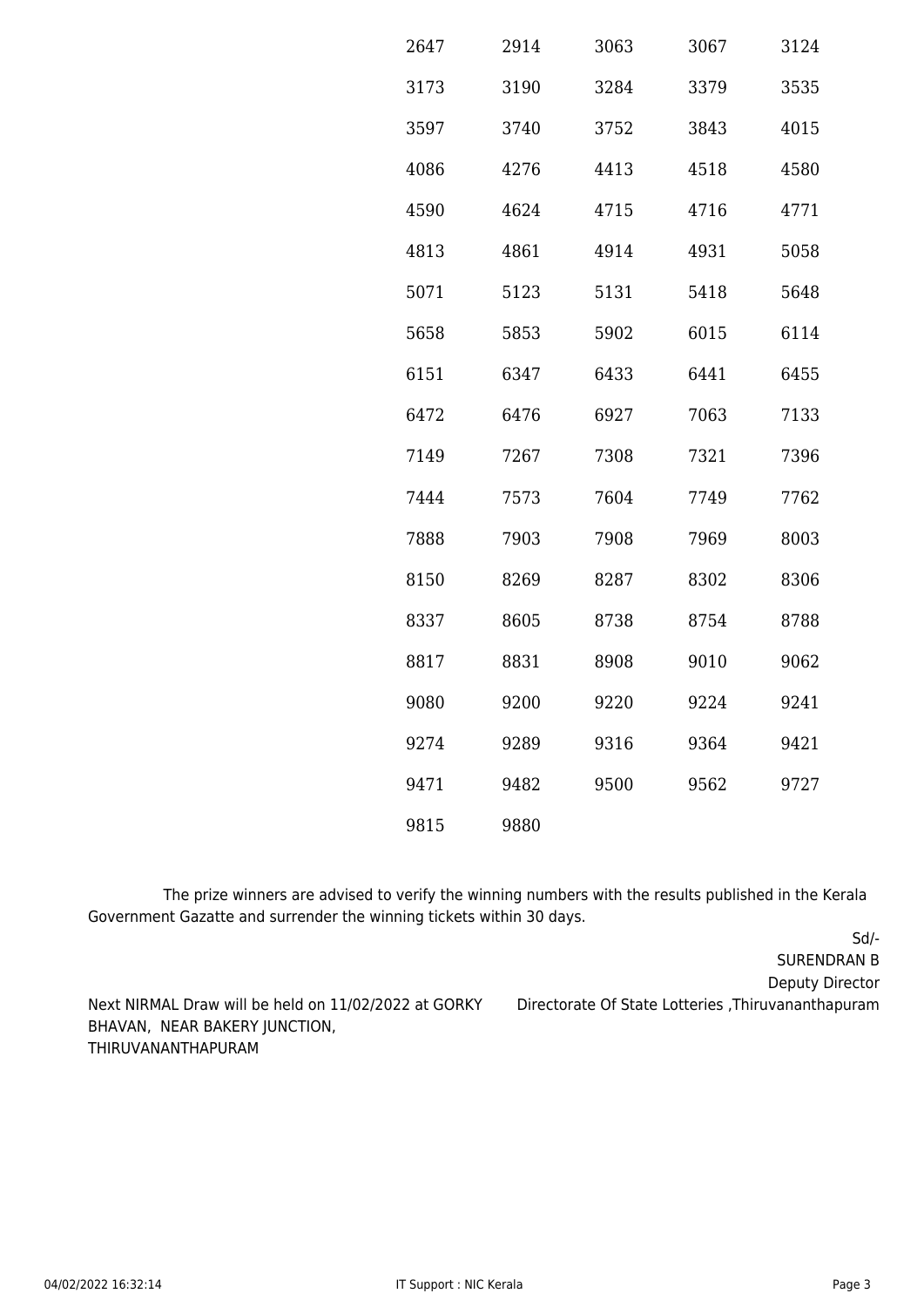| | | | | |
|---|---|---|---|---|
| 2647 | 2914 | 3063 | 3067 | 3124 |
| 3173 | 3190 | 3284 | 3379 | 3535 |
| 3597 | 3740 | 3752 | 3843 | 4015 |
| 4086 | 4276 | 4413 | 4518 | 4580 |
| 4590 | 4624 | 4715 | 4716 | 4771 |
| 4813 | 4861 | 4914 | 4931 | 5058 |
| 5071 | 5123 | 5131 | 5418 | 5648 |
| 5658 | 5853 | 5902 | 6015 | 6114 |
| 6151 | 6347 | 6433 | 6441 | 6455 |
| 6472 | 6476 | 6927 | 7063 | 7133 |
| 7149 | 7267 | 7308 | 7321 | 7396 |
| 7444 | 7573 | 7604 | 7749 | 7762 |
| 7888 | 7903 | 7908 | 7969 | 8003 |
| 8150 | 8269 | 8287 | 8302 | 8306 |
| 8337 | 8605 | 8738 | 8754 | 8788 |
| 8817 | 8831 | 8908 | 9010 | 9062 |
| 9080 | 9200 | 9220 | 9224 | 9241 |
| 9274 | 9289 | 9316 | 9364 | 9421 |
| 9471 | 9482 | 9500 | 9562 | 9727 |
| 9815 | 9880 | | | |

The prize winners are advised to verify the winning numbers with the results published in the Kerala Government Gazatte and surrender the winning tickets within 30 days.

Sd/-
SURENDRAN B
Deputy Director
Directorate Of State Lotteries ,Thiruvananthapuram

Next NIRMAL Draw will be held on 11/02/2022 at GORKY BHAVAN, NEAR BAKERY JUNCTION, THIRUVANANTHAPURAM